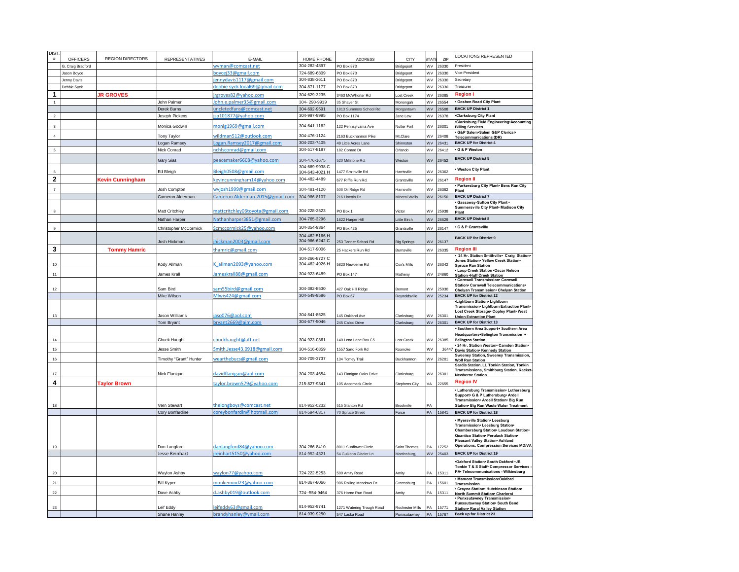| DIST. # | OFFICERS | REGION DIRECTORS | REPRESENTATIVES | E-MAIL | HOME PHONE | ADDRESS | CITY | STATE | ZIP | LOCATIONS REPRESENTED |
|---|---|---|---|---|---|---|---|---|---|---|
| | G. Craig Bradford | | | wvman@comcast.net | 304-282-4897 | PO Box 873 | Bridgeport | WV | 26330 | President |
| | Jason Boyce | | | boycej33@gmail.com | 724-689-6809 | PO Box 873 | Bridgeport | WV | 26330 | Vice-President |
| | Jenny Davis | | | jennydavis1117@gmail.com | 304-838-3611 | PO Box 873 | Bridgeport | WV | 26330 | Secretary |
| | Debbie Syck | | | debbie.syck.local69@gmail.com | 304-871-1177 | PO Box 873 | Bridgeport | WV | 26330 | Treasurer |
| **1** | | **JR GROVES** | | jrgroves82@yahoo.com | 304-629-3235 | 3463 McWhorter Rd | Lost Creek | WV | 26385 | **Region I** |
| 1 | | | John Palmer | John.e.palmer35@gmail.com | 304- 290-9919 | 35 Shaver St | Monongah | WV | 26554 | • Goshen Road City Plant |
| | | | Derek Burns | uncletedfans@comcast.net | 304-692-9591 | 1813 Summers School Rd | Morgantown | WV | 26508 | BACK UP District 1 |
| 2 | | | Joseph Pickens | jsp101877@yahoo.com | 304-997-9995 | PO Box 1174 | Jane Lew | WV | 26378 | •Clarksburg City Plant |
| 3 | | | Monica Godwin | monig1969@gmail.com | 304-641-1162 | 122 Pennsylvania Ave | Nutter Fort | WV | 26301 | •Clarksburg Field Engineering•Accounting Billing Services |
| 4 | | | Tony Taylor | wildman512@outlook.com | 304-476-1124 | 2163 Buckhannon Pike | Mt.Clare | WV | 26408 | • G&P Salem•Salem G&P Clerical• Telecommunications (DR) |
| | | | Logan Ramsey | Logan.Ramsey2017@gmail.com | 304-203-7405 | 49 Little Acres Lane | Shinnston | WV | 26431 | BACK UP for District 4 |
| 5 | | | Nick Conrad | nchlsconrad@gmail.com | 304-517-8187 | 182 Conrad Dr | Orlando | WV | 26412 | • G & P Weston |
| | | | Gary Sias | peacemaker6608@yahoo.com | 304-476-1675 | 520 Millstone Rd. | Weston | WV | 26452 | BACK UP for District 5 |
| 6 | | | Ed Bleigh | Bleigh0508@gmail.com | 304-669-9938 C 304-643-4021 H | 1477 Smithville Rd | Harrisville | WV | 26362 | • Weston City Plant |
| **2** | | **Kevin Cunningham** | | kevincunningham14@yahoo.com | 304-482-4489 | 677 Riffle Run Rd. | Grantsville | WV | 26147 | **Region II** |
| 7 | | | Josh Compton | wvjosh1999@gmail.com | 304-481-4120 | 506 Oil Ridge Rd | Harrisville | WV | 26362 | • Parkersburg City Plant• Bens Run City Plant |
| | | | Cameron Alderman | Cameron.Alderman.2015@gmail.com | 304-966-8107 | 216 Lincoln Dr | Mineral Wells | WV | 26150 | BACK UP District 7 |
| 8 | | | Matt Critchley | mattcritchley06toyota@gmail.com | 304-228-2523 | PO Box 1 | Victor | WV | 25938 | • Gassaway-Sutton City Plant • Summersville City Plant• Madison City Plant |
| | | | Nathan Harper | Nathanharper3851@gmail.com | 304-765-3296 | 1622 Harper Hill | Little Birch | WV | 26629 | BACK UP for District 8 |
| 9 | | | Christopher McCormick | Scmccormick25@yahoo.com | 304-354-9364 | PO Box 425 | Grantsville | WV | 26147 | • G & P Grantsville |
| | | | Josh Hickman | jhickman2003@gmail.com | 304-462-5166 H 304-966-6242 C | 253 Tanner School Rd | Big Springs | WV | 26137 | BACK UP for District 9 |
| **3** | | **Tommy Hamric** | | thamric@gmail.com | 304-517-9006 | 25 Hackers Run Rd | Burnsville | WV | 26335 | **Region III** |
| 10 | | | Kody Allman | K_allman2093@yahoo.com | 304-266-8727 C 304-462-4926 H | 5820 Newberne Rd | Cox's Mills | WV | 26342 | • 24 Hr. Station Smithville• Craig Station• Jones Station• Yellow Creek Station• Spruce Run Station |
| 11 | | | James Krall | Jameskrall88@gmail.com | 304-923-6489 | PO Box 147 | Matheny | WV | 24860 | • Loup Creek Station •Oscar Nelson Station •Huff Creek Station |
| 12 | | | Sam Bird | sam55bird@gmail.com | 304-382-8530 | 427 Oak Hill Ridge | Bomont | WV | 25030 | • Cornwell Transmission• Cornwell Station• Cornwell Telecommunications• Chelyan Transmission• Chelyan Station |
| | | | Mike Wilson | Mlwis424@gmail.com | 304-549-9586 | PO Box 67 | Reynoldsville | WV | 25234 | BACK UP for District 12 |
| 13 | | | Jason Williams | jaso076@aol.com | 304-841-8525 | 145 Oakland Ave | Clarksburg | WV | 26301 | •Lightburn Station• Lightburn Transmission• Lightburn Extraction Plant• Lost Creek Storage• Copley Plant• West Union Extraction Plant |
| | | | Tom Bryant | bryant2669@aim.com | 304-677-5046 | 245 Calico Drive | Clarksburg | WV | 26301 | BACK UP for District 13 |
| 14 | | | Chuck Haught | chuckhaught@att.net | 304-923-0361 | 140 Lena Lane Box C5 | Lost Creek | WV | 26385 | • Southern Area Support• Southern Area Headquarters•Belington Transmission • Belington Station |
| 15 | | | Jesse Smith | Smith.Jesse43.0918@gmail.com | 304-516-6859 | 1557 Sand Fork Rd | Roanoke | WV | 26447 | • 24 Hr. Station Weston• Camden Station• Davis Station• Kennedy Station |
| 16 | | | Timothy "Grant" Hunter | wearthebucs@gmail.com | 304-709-3737 | 134 Tomey Trail | Buckhannon | WV | 26201 | Sweeney Station, Sweeney Transmission, Wolf Run Station |
| 17 | | | Nick Flanigan | davidflanigan@aol.com | 304-203-4654 | 143 Flanigan Oaks Drive | Clarksburg | WV | 26301 | Sardis Station, LL Tonkin Station, Tonkin Transmissions, Smithburg Station, Racket-Newberne Station |
| **4** | | **Taylor Brown** | | taylor.brown579@yahoo.com | 215-827-9341 | 105 Accomack Circle | Stephens City | VA | 22655 | **Region IV** |
| 18 | | | Vern Stewart | thelongboys@comcast.net | 814-952-0232 | 515 Stanton Rd | Brookville | PA | | • Luthersburg Transmission• Luthersburg Support• G & P Luthersburg• Ardell Transmission• Ardell Station• Big Run Station• Big Run Waste Water Treatment |
| | | | Cory Bonfardine | coreybonfardin@hotmail.com | 814-594-6317 | 70 Spruce Street | Force | PA | 15841 | BACK UP for District 18 |
| 19 | | | Dan Langford | danlangford84@yahoo.com | 304-266-8410 | 8011 Sunflower Circle | Saint Thomas | PA | 17252 | • Myersville Station• Leesburg Transmission• Leesburg Station• Chambersburg Station• Loudoun Station• Quantico Station• Perulack Station• Pleasant Valley Station• Ashland Operations, Compression Services MD/VA |
| | | | Jesse Reinhart | jreinhart5150@yahoo.com | 814-952-4321 | 54 Gulkana Glacier Ln | Martinsburg, | WV | 25403 | BACK UP for District 19 |
| 20 | | | Waylon Ashby | waylon77@yahoo.com | 724-222-5253 | 500 Amity Road | Amity | PA | 15311 | •Oakford Station• South Oakford •JB Tonkin T & S Staff• Compressor Services - PA• Telecommunications - Wilkinsburg |
| 21 | | | Bill Kyper | monkemind23@yahoo.com | 814-367-8066 | 906 Rolling Meadows Dr. | Greensburg | PA | 15601 | • Mamont Transmission•Oakford Transmission |
| 22 | | | Dave Ashby | d.ashby019@outlook.com | 724--554-9464 | 376 Horne Run Road | Amity | PA | 15311 | • Crayne Station• Hutchinson Station• North Summit Station• Charleroi |
| 23 | | | Leif Eddy | leifeddy63@gmail.com | 814-952-9741 | 1271 Watering Trough Road | Rochester Mills | PA | 15771 | • Punxsutawney Transmission• Punxsutawney Station• South Bend Station• Rural Valley Station |
| | | | Shane Hanley | brandyhanley@ymail.com | 814-939-9250 | 547 Laska Road | Punxsutawney | PA | 15767 | Back up for District 23 |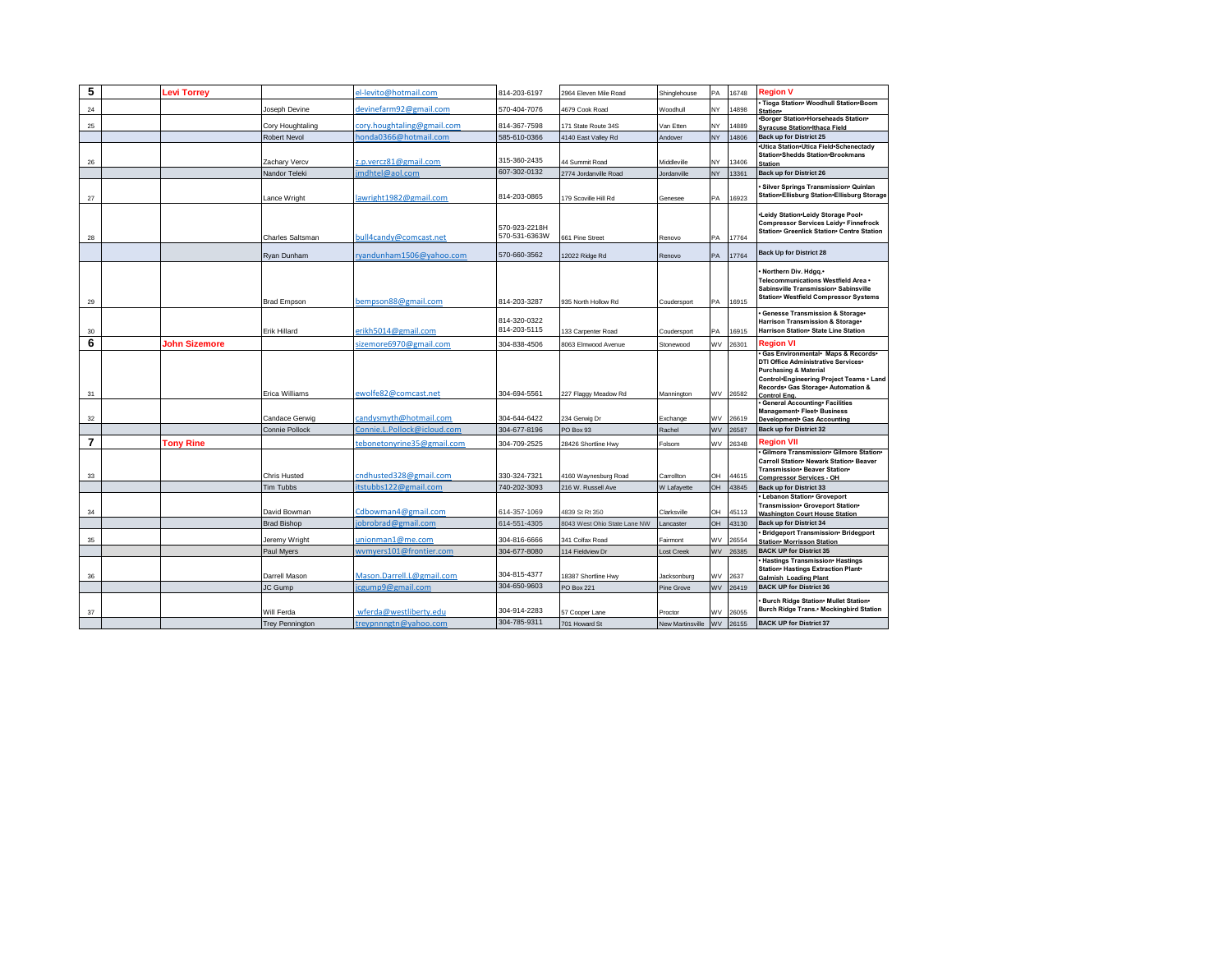| | | | | | | | | | | |
|---|---|---|---|---|---|---|---|---|---|---|
| 5 | | Levi Torrey | | el-levito@hotmail.com | 814-203-6197 | 2964 Eleven Mile Road | Shinglehouse | PA | 16748 | Region V |
| 24 | | | Joseph Devine | devinefarm92@gmail.com | 570-404-7076 | 4679 Cook Road | Woodhull | NY | 14898 | • Tioga Station• Woodhull Station•Boom Station• |
| 25 | | | Cory Houghtaling | cory.houghtaling@gmail.com | 814-367-7598 | 171 State Route 34S | Van Etten | NY | 14889 | •Borger Station•Horseheads Station• Syracuse Station•Ithaca Field |
| | | | Robert Nevol | honda0366@hotmail.com | 585-610-0366 | 4140 East Valley Rd | Andover | NY | 14806 | Back up for District 25 |
| 26 | | | Zachary Vercv | z.p.vercz81@gmail.com | 315-360-2435 | 44 Summit Road | Middleville | NY | 13406 | •Utica Station•Utica Field•Schenectady Station•Shedds Station•Brookmans Station |
| | | | Nandor Teleki | jmdhtel@aol.com | 607-302-0132 | 2774 Jordanville Road | Jordanville | NY | 13361 | Back up for District 26 |
| 27 | | | Lance Wright | lawright1982@gmail.com | 814-203-0865 | 179 Scoville Hill Rd | Genesee | PA | 16923 | • Silver Springs Transmission• Quinlan Station•Ellisburg Station•Ellisburg Storage |
| 28 | | | Charles Saltsman | bull4candy@comcast.net | 570-923-2218H 570-531-6363W | 661 Pine Street | Renovo | PA | 17764 | •Leidy Station•Leidy Storage Pool• Compressor Services Leidy• Finnefrock Station• Greenlick Station• Centre Station |
| | | | Ryan Dunham | ryandunham1506@yahoo.com | 570-660-3562 | 12022 Ridge Rd | Renovo | PA | 17764 | Back Up for District 28 |
| 29 | | | Brad Empson | bempson88@gmail.com | 814-203-3287 | 935 North Hollow Rd | Coudersport | PA | 16915 | • Northern Div. Hdgq.• Telecommunications Westfield Area • Sabinsville Transmission• Sabinsville Station• Westfield Compressor Systems |
| 30 | | | Erik Hillard | erikh5014@gmail.com | 814-320-0322 814-203-5115 | 133 Carpenter Road | Coudersport | PA | 16915 | • Genesse Transmission & Storage• Harrison Transmission & Storage• Harrison Station• State Line Station |
| 6 | | John Sizemore | | sizemore6970@gmail.com | 304-838-4506 | 8063 Elmwood Avenue | Stonewood | WV | 26301 | Region VI |
| 31 | | | Erica Williams | ewolfe82@comcast.net | 304-694-5561 | 227 Flaggy Meadow Rd | Mannington | WV | 26582 | • Gas Environmental• Maps & Records• DTI Office Administrative Services• Purchasing & Material Control•Engineering Project Teams • Land Records• Gas Storage• Automation & Control Eng. |
| 32 | | | Candace Gerwig | candysmyth@hotmail.com | 304-644-6422 | 234 Gerwig Dr | Exchange | WV | 26619 | • General Accounting• Facilities Management• Fleet• Business Development• Gas Accounting |
| | | | Connie Pollock | Connie.L.Pollock@icloud.com | 304-677-8196 | PO Box 93 | Rachel | WV | 26587 | Back up for District 32 |
| 7 | | Tony Rine | | tebonetonyrine35@gmail.com | 304-709-2525 | 28426 Shortline Hwy | Folsom | WV | 26348 | Region VII |
| 33 | | | Chris Husted | cndhusted328@gmail.com | 330-324-7321 | 4160 Waynesburg Road | Carrollton | OH | 44615 | • Gilmore Transmission• Gilmore Station• Carroll Station• Newark Station• Beaver Transmission• Beaver Station• Compressor Services - OH |
| | | | Tim Tubbs | itstubbs122@gmail.com | 740-202-3093 | 216 W. Russell Ave | W Lafayette | OH | 43845 | Back up for District 33 |
| 34 | | | David Bowman | Cdbowman4@gmail.com | 614-357-1069 | 4839 St Rt 350 | Clarksville | OH | 45113 | • Lebanon Station• Groveport Transmission• Groveport Station• Washington Court House Station |
| | | | Brad Bishop | jobrobrad@gmail.com | 614-551-4305 | 8043 West Ohio State Lane NW | Lancaster | OH | 43130 | Back up for District 34 |
| 35 | | | Jeremy Wright | unionman1@me.com | 304-816-6666 | 341 Colfax Road | Fairmont | WV | 26554 | • Bridgeport Transmission• Bridgeport Station• Morrisson Station |
| | | | Paul Myers | wvmyers101@frontier.com | 304-677-8080 | 114 Fieldview Dr | Lost Creek | WV | 26385 | BACK UP for District 35 |
| 36 | | | Darrell Mason | Mason.Darrell.L@gmail.com | 304-815-4377 | 18387 Shortline Hwy | Jacksonburg | WV | 2637 | • Hastings Transmission• Hastings Station• Hastings Extraction Plant• Galmish Loading Plant |
| | | | JC Gump | jcgump9@gmail.com | 304-650-9603 | PO Box 221 | Pine Grove | WV | 26419 | BACK UP for District 36 |
| 37 | | | Will Ferda | wferda@westliberty.edu | 304-914-2283 | 57 Cooper Lane | Proctor | WV | 26055 | • Burch Ridge Station• Mullet Station• Burch Ridge Trans.• Mockingbird Station |
| | | | Trey Pennington | treypnnngtn@yahoo.com | 304-785-9311 | 701 Howard St | New Martinsville | WV | 26155 | BACK UP for District 37 |